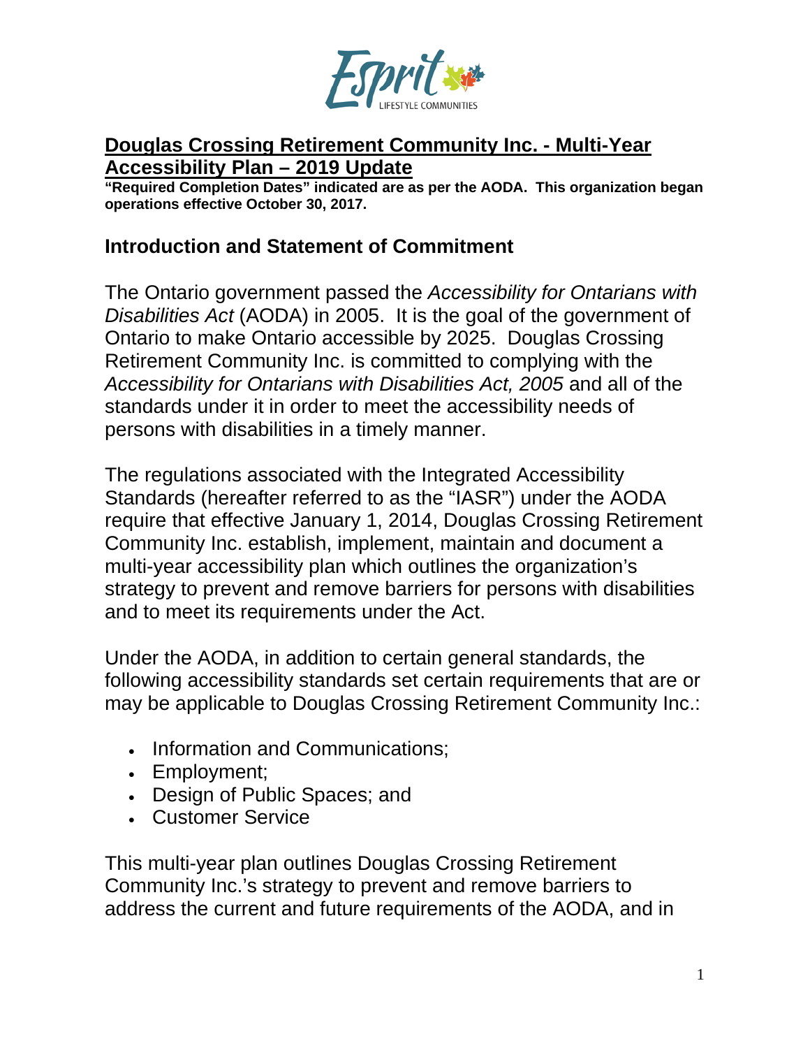# **Douglas Crossing Retirement Community Inc. - Multi-Year Accessibility Plan – 2019 Update**

**"Required Completion Dates" indicated are as per the AODA. This organization began operations effective October 30, 2017.**

## Introduction and Statement of Commitment

The Ontario government passed the *Accessibility for Ontarians with Disabilities Act* (AODA) in 2005. It is the goal of the government of Ontario to make Ontario accessible by 2025. Douglas Crossing Retirement Community Inc. is committed to complying with the *Accessibility for Ontarians with Disabilities Act, 2005* and all of the standards under it in order to meet the accessibility needs of persons with disabilities in a timely manner.

The regulations associated with the Integrated Accessibility Standards (hereafter referred to as the "IASR") under the AODA require that effective January 1, 2014, Douglas Crossing Retirement Community Inc. establish, implement, maintain and document a multi-year accessibility plan which outlines the organization's strategy to prevent and remove barriers for persons with disabilities and to meet its requirements under the Act.

Under the AODA, in addition to certain general standards, the following accessibility standards set certain requirements that are or may be applicable to Douglas Crossing Retirement Community Inc.:

- Information and Communications;
- Employment;
- Design of Public Spaces; and
- Customer Service

This multi-year plan outlines Douglas Crossing Retirement Community Inc.'s strategy to prevent and remove barriers to address the current and future requirements of the AODA, and in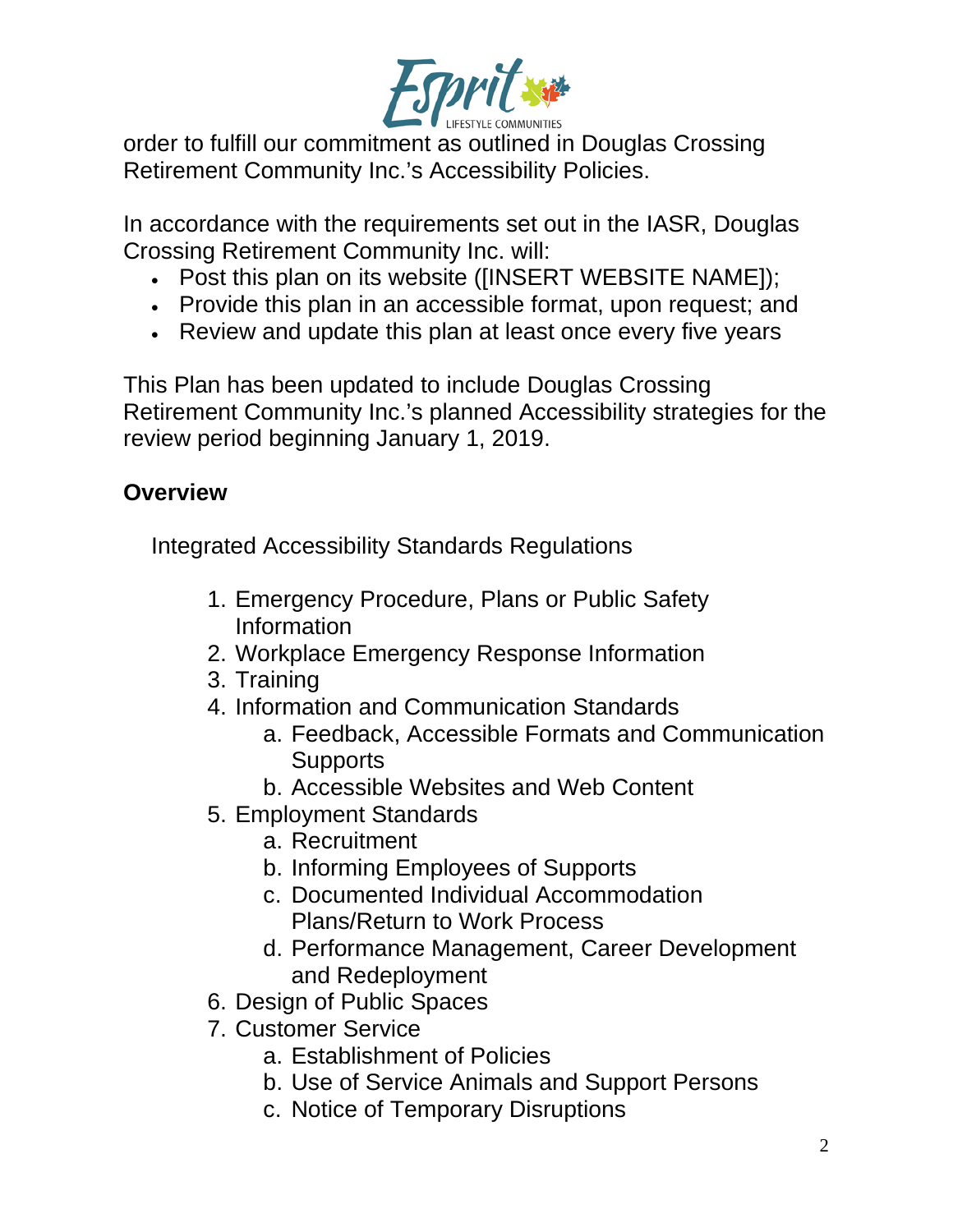order to fulfill our commitment as outlined in Douglas Crossing Retirement Community Inc.'s Accessibility Policies.

In accordance with the requirements set out in the IASR, Douglas Crossing Retirement Community Inc. will:

- Post this plan on its website ([INSERT WEBSITE NAME]);
- Provide this plan in an accessible format, upon request; and
- Review and update this plan at least once every five years

This Plan has been updated to include Douglas Crossing Retirement Community Inc.'s planned Accessibility strategies for the review period beginning January 1, 2019.

## Overview

Integrated Accessibility Standards Regulations

1. Emergency Procedure, Plans or Public Safety Information
2. Workplace Emergency Response Information
3. Training
4. Information and Communication Standards
   a. Feedback, Accessible Formats and Communication Supports
   b. Accessible Websites and Web Content
5. Employment Standards
   a. Recruitment
   b. Informing Employees of Supports
   c. Documented Individual Accommodation Plans/Return to Work Process
   d. Performance Management, Career Development and Redeployment
6. Design of Public Spaces
7. Customer Service
   a. Establishment of Policies
   b. Use of Service Animals and Support Persons
   c. Notice of Temporary Disruptions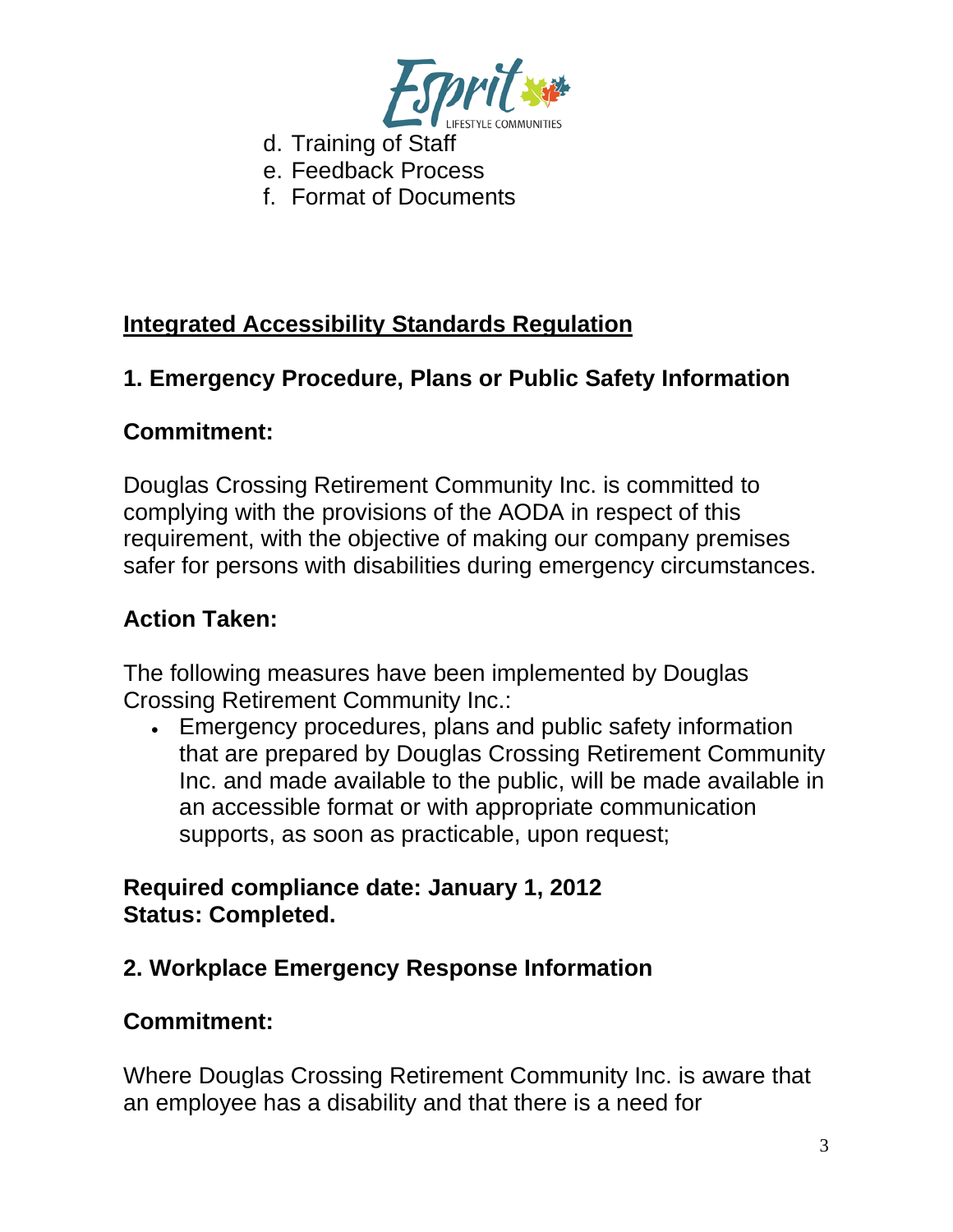d. Training of Staff
e. Feedback Process
f. Format of Documents

## Integrated Accessibility Standards Regulation

### 1. Emergency Procedure, Plans or Public Safety Information

**Commitment:**

Douglas Crossing Retirement Community Inc. is committed to complying with the provisions of the AODA in respect of this requirement, with the objective of making our company premises safer for persons with disabilities during emergency circumstances.

**Action Taken:**

The following measures have been implemented by Douglas Crossing Retirement Community Inc.:

- Emergency procedures, plans and public safety information that are prepared by Douglas Crossing Retirement Community Inc. and made available to the public, will be made available in an accessible format or with appropriate communication supports, as soon as practicable, upon request;

**Required compliance date: January 1, 2012**
**Status: Completed.**

### 2. Workplace Emergency Response Information

**Commitment:**

Where Douglas Crossing Retirement Community Inc. is aware that an employee has a disability and that there is a need for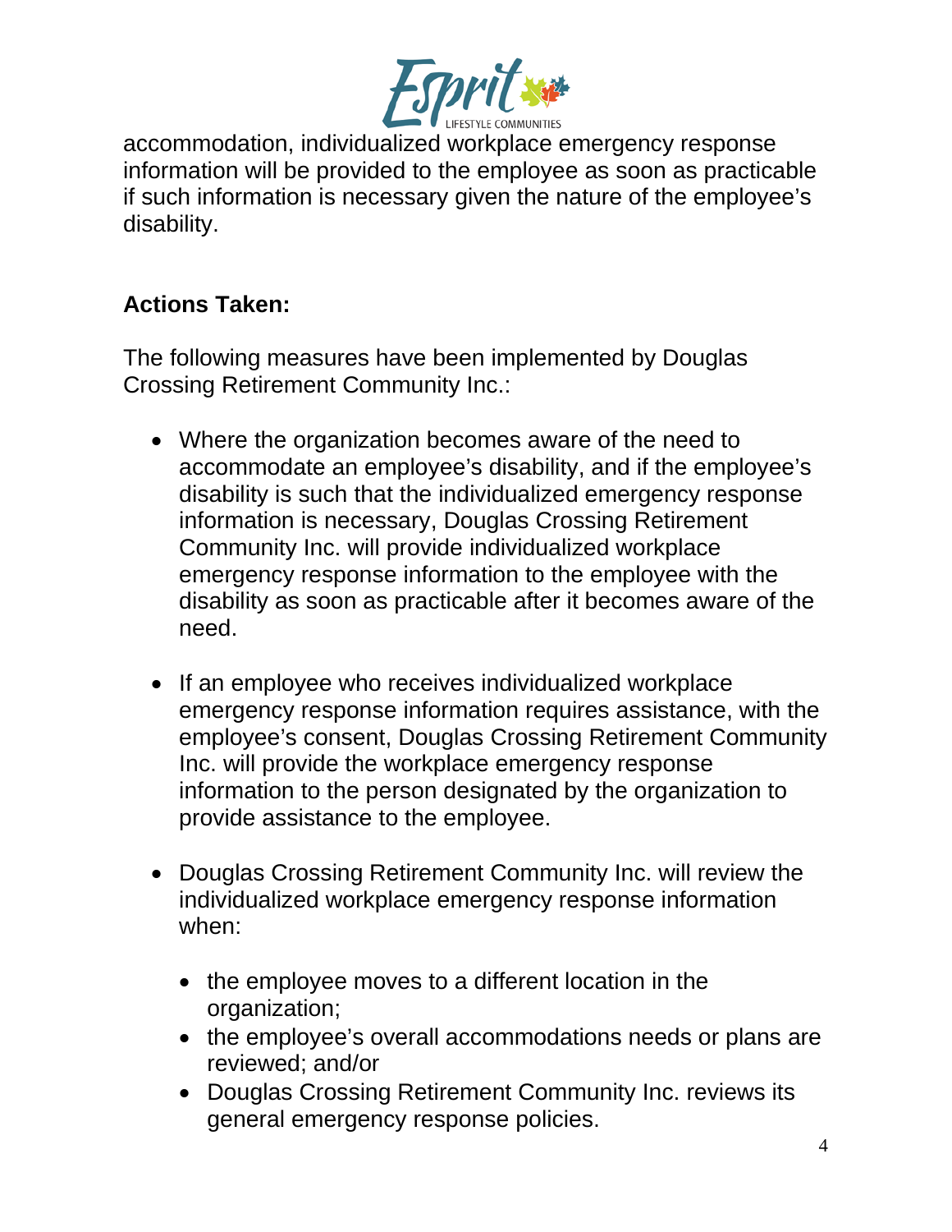accommodation, individualized workplace emergency response information will be provided to the employee as soon as practicable if such information is necessary given the nature of the employee's disability.

**Actions Taken:**

The following measures have been implemented by Douglas Crossing Retirement Community Inc.:

- Where the organization becomes aware of the need to accommodate an employee's disability, and if the employee's disability is such that the individualized emergency response information is necessary, Douglas Crossing Retirement Community Inc. will provide individualized workplace emergency response information to the employee with the disability as soon as practicable after it becomes aware of the need.
- If an employee who receives individualized workplace emergency response information requires assistance, with the employee's consent, Douglas Crossing Retirement Community Inc. will provide the workplace emergency response information to the person designated by the organization to provide assistance to the employee.
- Douglas Crossing Retirement Community Inc. will review the individualized workplace emergency response information when:
  - the employee moves to a different location in the organization;
  - the employee's overall accommodations needs or plans are reviewed; and/or
  - Douglas Crossing Retirement Community Inc. reviews its general emergency response policies.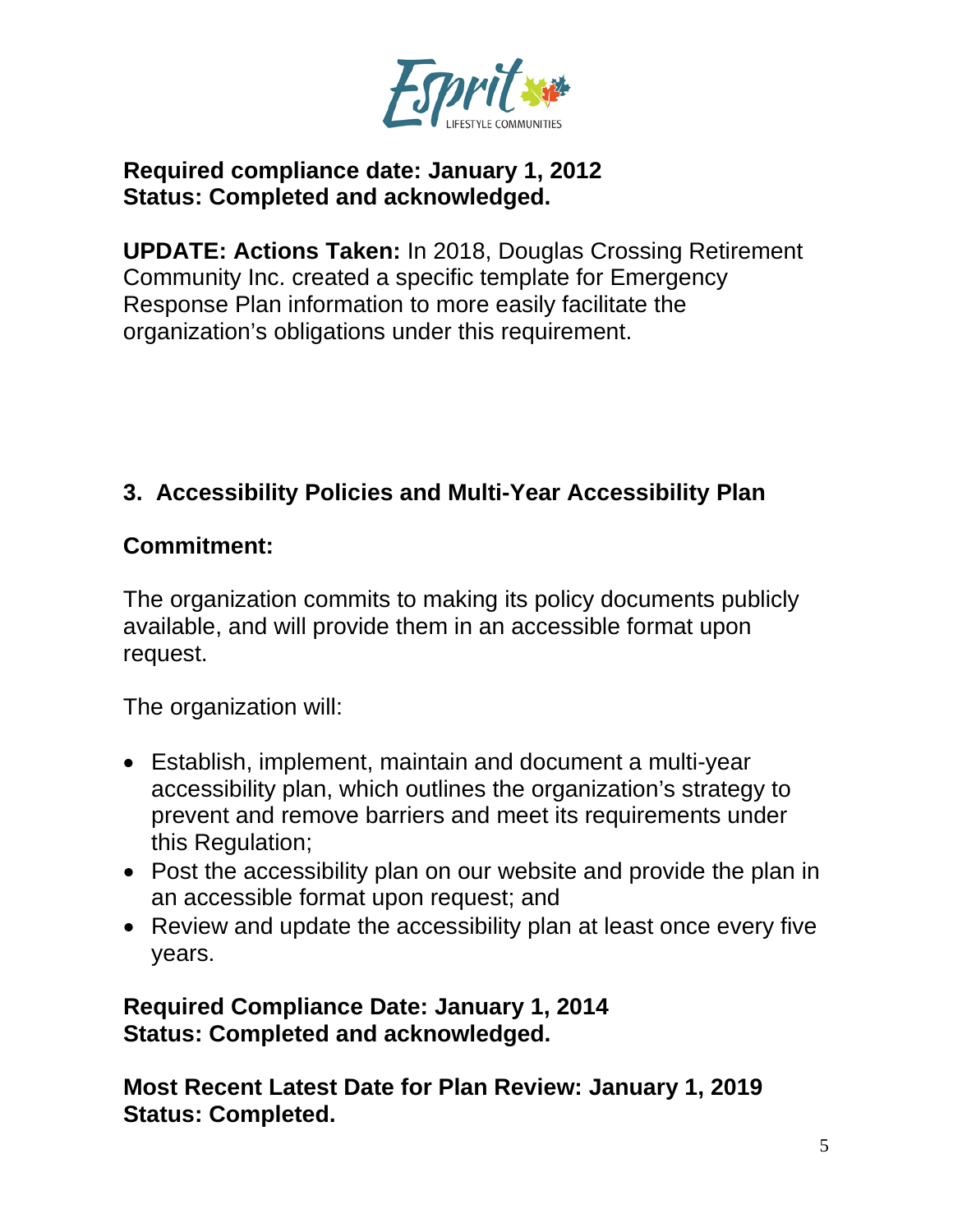**Required compliance date: January 1, 2012**
**Status: Completed and acknowledged.**

**UPDATE: Actions Taken:** In 2018, Douglas Crossing Retirement Community Inc. created a specific template for Emergency Response Plan information to more easily facilitate the organization's obligations under this requirement.

### 3. Accessibility Policies and Multi-Year Accessibility Plan

**Commitment:**

The organization commits to making its policy documents publicly available, and will provide them in an accessible format upon request.

The organization will:

- Establish, implement, maintain and document a multi-year accessibility plan, which outlines the organization's strategy to prevent and remove barriers and meet its requirements under this Regulation;
- Post the accessibility plan on our website and provide the plan in an accessible format upon request; and
- Review and update the accessibility plan at least once every five years.

**Required Compliance Date: January 1, 2014**
**Status: Completed and acknowledged.**

**Most Recent Latest Date for Plan Review: January 1, 2019**
**Status: Completed.**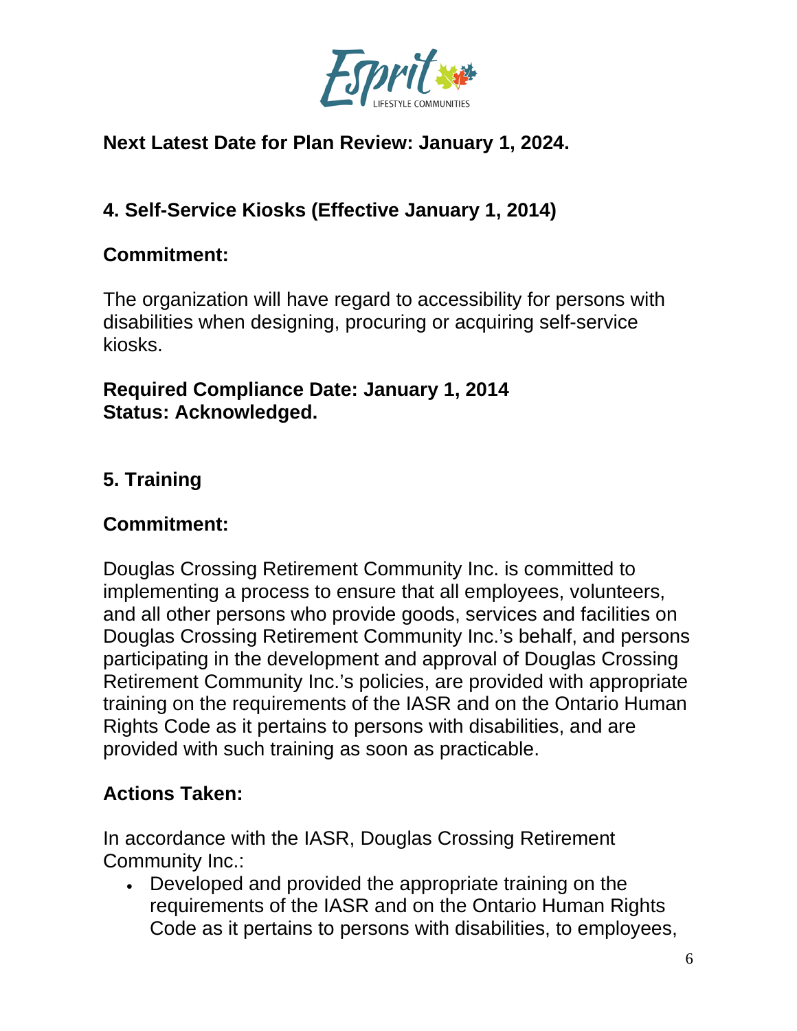**Next Latest Date for Plan Review: January 1, 2024.**

## 4. Self-Service Kiosks (Effective January 1, 2014)

### Commitment:

The organization will have regard to accessibility for persons with disabilities when designing, procuring or acquiring self-service kiosks.

**Required Compliance Date: January 1, 2014**
**Status: Acknowledged.**

## 5. Training

### Commitment:

Douglas Crossing Retirement Community Inc. is committed to implementing a process to ensure that all employees, volunteers, and all other persons who provide goods, services and facilities on Douglas Crossing Retirement Community Inc.'s behalf, and persons participating in the development and approval of Douglas Crossing Retirement Community Inc.'s policies, are provided with appropriate training on the requirements of the IASR and on the Ontario Human Rights Code as it pertains to persons with disabilities, and are provided with such training as soon as practicable.

### Actions Taken:

In accordance with the IASR, Douglas Crossing Retirement Community Inc.:

- Developed and provided the appropriate training on the requirements of the IASR and on the Ontario Human Rights Code as it pertains to persons with disabilities, to employees,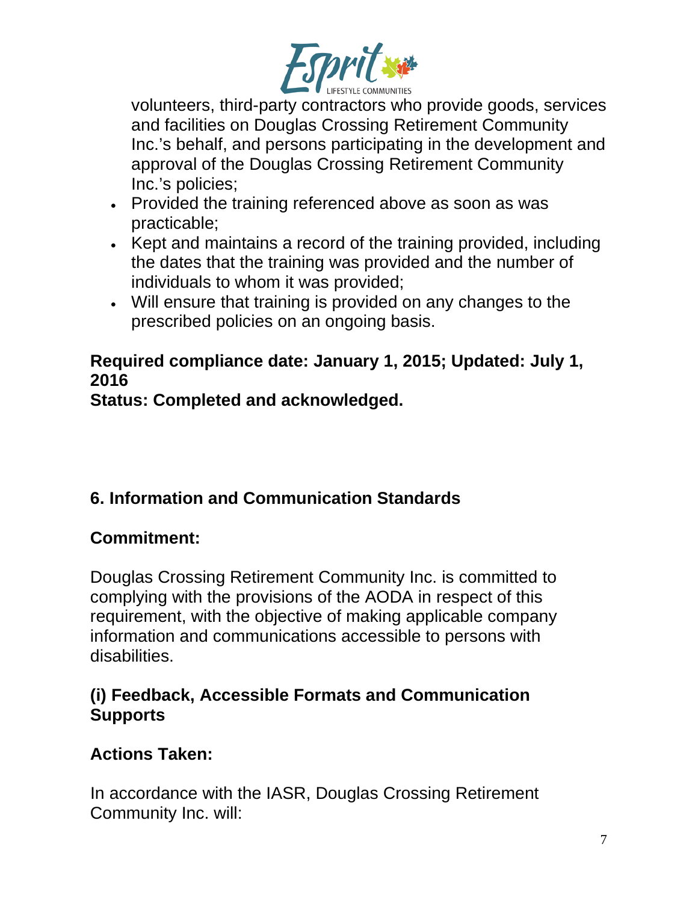volunteers, third-party contractors who provide goods, services and facilities on Douglas Crossing Retirement Community Inc.'s behalf, and persons participating in the development and approval of the Douglas Crossing Retirement Community Inc.'s policies;

- Provided the training referenced above as soon as was practicable;
- Kept and maintains a record of the training provided, including the dates that the training was provided and the number of individuals to whom it was provided;
- Will ensure that training is provided on any changes to the prescribed policies on an ongoing basis.

**Required compliance date: January 1, 2015; Updated: July 1, 2016**
**Status: Completed and acknowledged.**

## 6. Information and Communication Standards

### Commitment:

Douglas Crossing Retirement Community Inc. is committed to complying with the provisions of the AODA in respect of this requirement, with the objective of making applicable company information and communications accessible to persons with disabilities.

### (i) Feedback, Accessible Formats and Communication Supports

### Actions Taken:

In accordance with the IASR, Douglas Crossing Retirement Community Inc. will: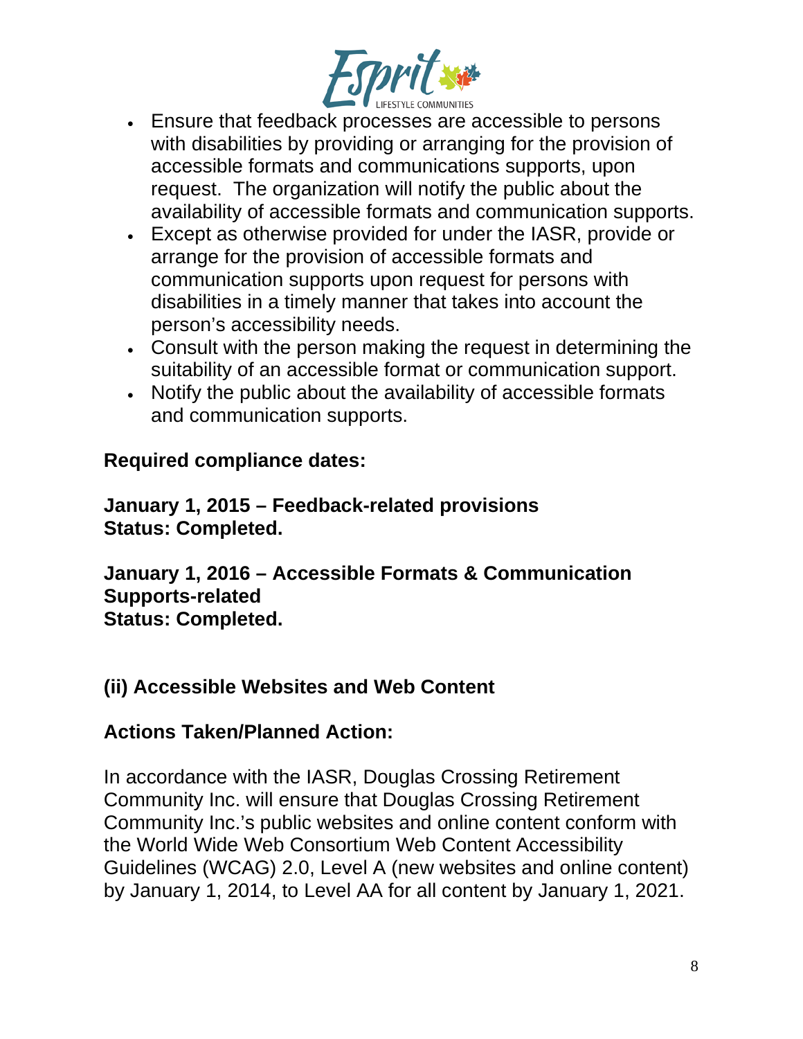- Ensure that feedback processes are accessible to persons with disabilities by providing or arranging for the provision of accessible formats and communications supports, upon request. The organization will notify the public about the availability of accessible formats and communication supports.
- Except as otherwise provided for under the IASR, provide or arrange for the provision of accessible formats and communication supports upon request for persons with disabilities in a timely manner that takes into account the person's accessibility needs.
- Consult with the person making the request in determining the suitability of an accessible format or communication support.
- Notify the public about the availability of accessible formats and communication supports.

**Required compliance dates:**

**January 1, 2015 – Feedback-related provisions**
**Status: Completed.**

**January 1, 2016 – Accessible Formats & Communication Supports-related**
**Status: Completed.**

## (ii) Accessible Websites and Web Content

**Actions Taken/Planned Action:**

In accordance with the IASR, Douglas Crossing Retirement Community Inc. will ensure that Douglas Crossing Retirement Community Inc.'s public websites and online content conform with the World Wide Web Consortium Web Content Accessibility Guidelines (WCAG) 2.0, Level A (new websites and online content) by January 1, 2014, to Level AA for all content by January 1, 2021.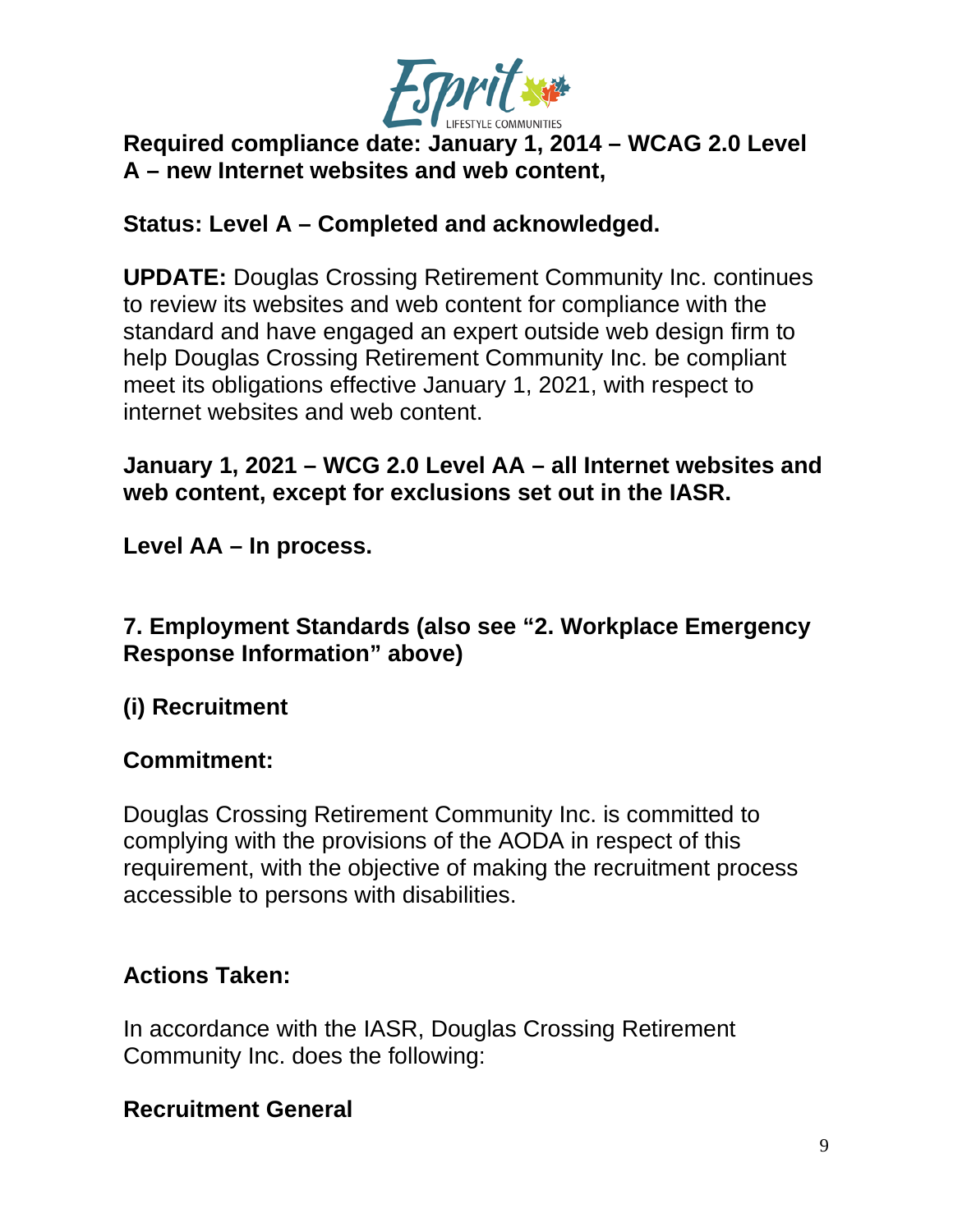**Required compliance date: January 1, 2014 – WCAG 2.0 Level A – new Internet websites and web content,**

**Status: Level A – Completed and acknowledged.**

**UPDATE:** Douglas Crossing Retirement Community Inc. continues to review its websites and web content for compliance with the standard and have engaged an expert outside web design firm to help Douglas Crossing Retirement Community Inc. be compliant meet its obligations effective January 1, 2021, with respect to internet websites and web content.

**January 1, 2021 – WCG 2.0 Level AA – all Internet websites and web content, except for exclusions set out in the IASR.**

**Level AA – In process.**

## 7. Employment Standards (also see "2. Workplace Emergency Response Information" above)

### (i) Recruitment

**Commitment:**

Douglas Crossing Retirement Community Inc. is committed to complying with the provisions of the AODA in respect of this requirement, with the objective of making the recruitment process accessible to persons with disabilities.

**Actions Taken:**

In accordance with the IASR, Douglas Crossing Retirement Community Inc. does the following:

**Recruitment General**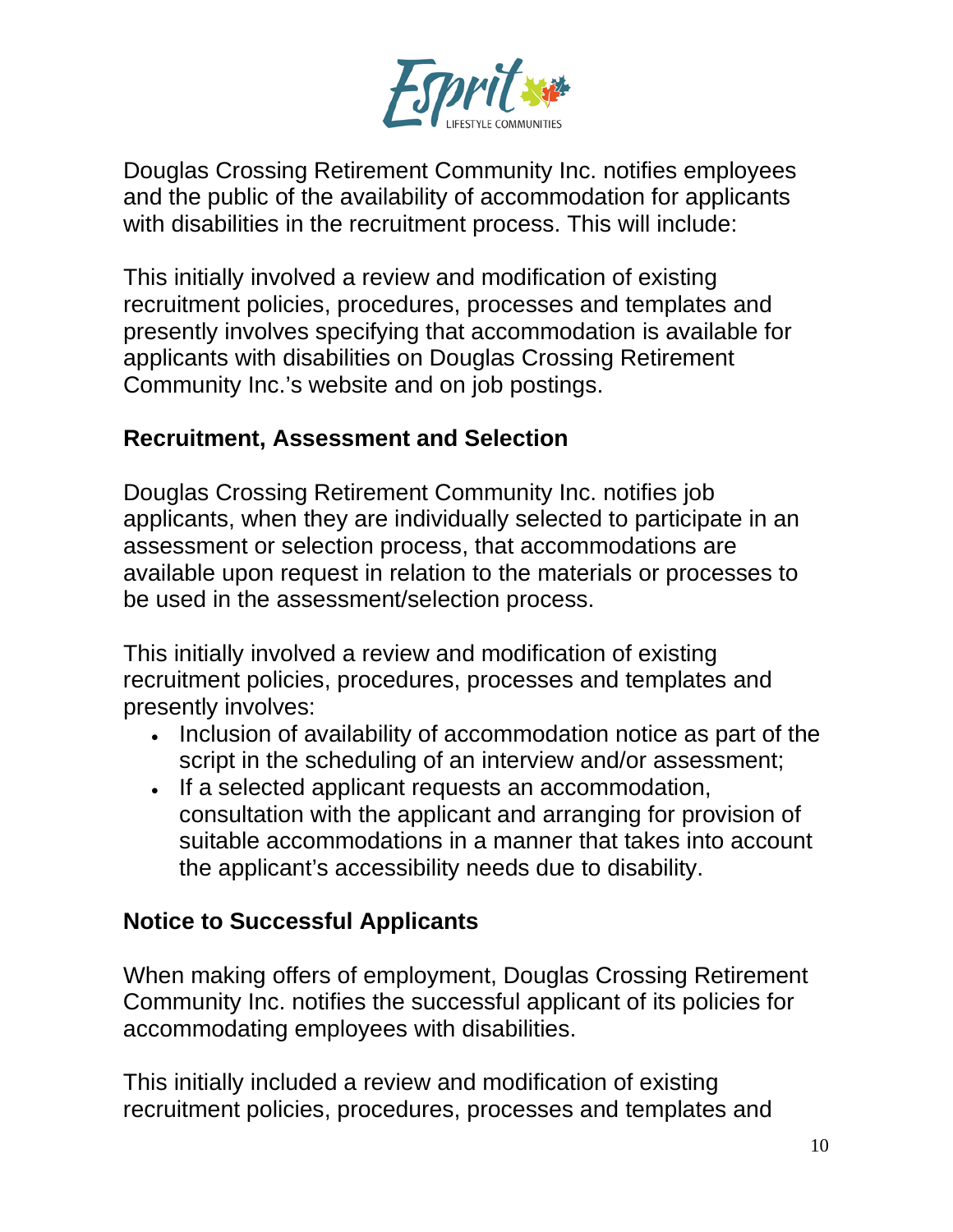Douglas Crossing Retirement Community Inc. notifies employees and the public of the availability of accommodation for applicants with disabilities in the recruitment process. This will include:

This initially involved a review and modification of existing recruitment policies, procedures, processes and templates and presently involves specifying that accommodation is available for applicants with disabilities on Douglas Crossing Retirement Community Inc.'s website and on job postings.

## Recruitment, Assessment and Selection

Douglas Crossing Retirement Community Inc. notifies job applicants, when they are individually selected to participate in an assessment or selection process, that accommodations are available upon request in relation to the materials or processes to be used in the assessment/selection process.

This initially involved a review and modification of existing recruitment policies, procedures, processes and templates and presently involves:

- Inclusion of availability of accommodation notice as part of the script in the scheduling of an interview and/or assessment;
- If a selected applicant requests an accommodation, consultation with the applicant and arranging for provision of suitable accommodations in a manner that takes into account the applicant's accessibility needs due to disability.

## Notice to Successful Applicants

When making offers of employment, Douglas Crossing Retirement Community Inc. notifies the successful applicant of its policies for accommodating employees with disabilities.

This initially included a review and modification of existing recruitment policies, procedures, processes and templates and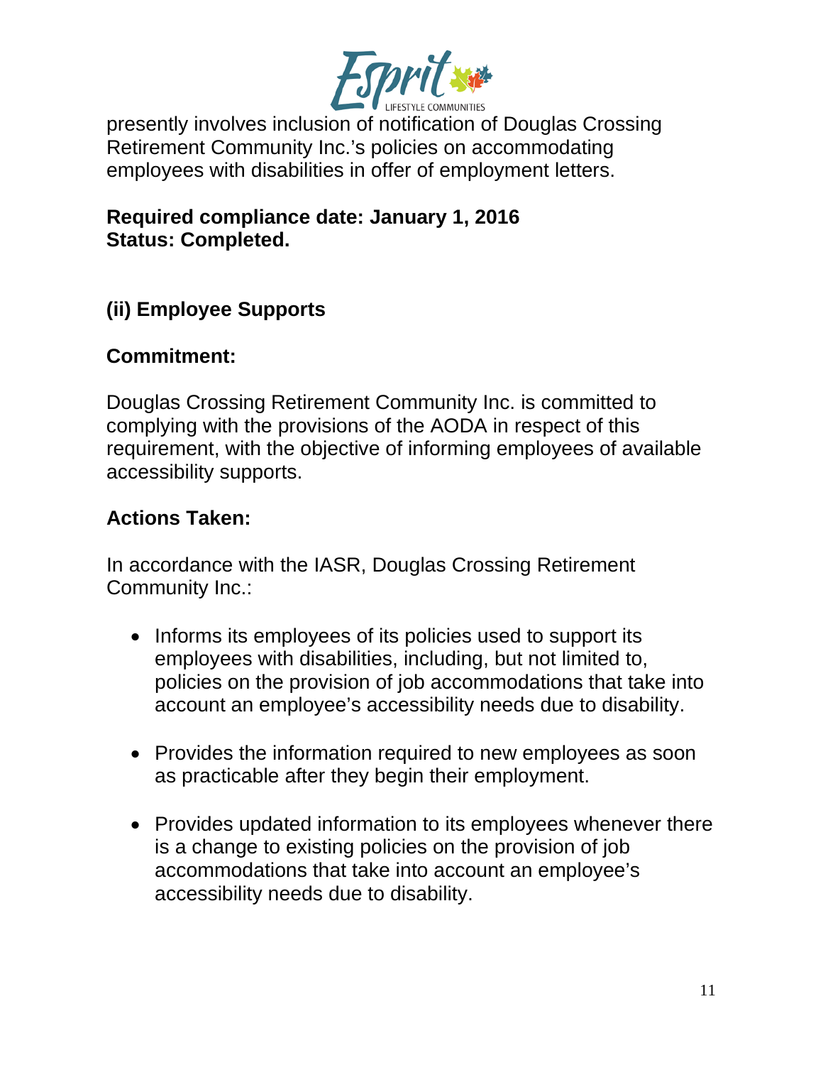presently involves inclusion of notification of Douglas Crossing Retirement Community Inc.'s policies on accommodating employees with disabilities in offer of employment letters.

**Required compliance date: January 1, 2016**
**Status: Completed.**

### (ii) Employee Supports

**Commitment:**

Douglas Crossing Retirement Community Inc. is committed to complying with the provisions of the AODA in respect of this requirement, with the objective of informing employees of available accessibility supports.

**Actions Taken:**

In accordance with the IASR, Douglas Crossing Retirement Community Inc.:

- Informs its employees of its policies used to support its employees with disabilities, including, but not limited to, policies on the provision of job accommodations that take into account an employee's accessibility needs due to disability.

- Provides the information required to new employees as soon as practicable after they begin their employment.

- Provides updated information to its employees whenever there is a change to existing policies on the provision of job accommodations that take into account an employee's accessibility needs due to disability.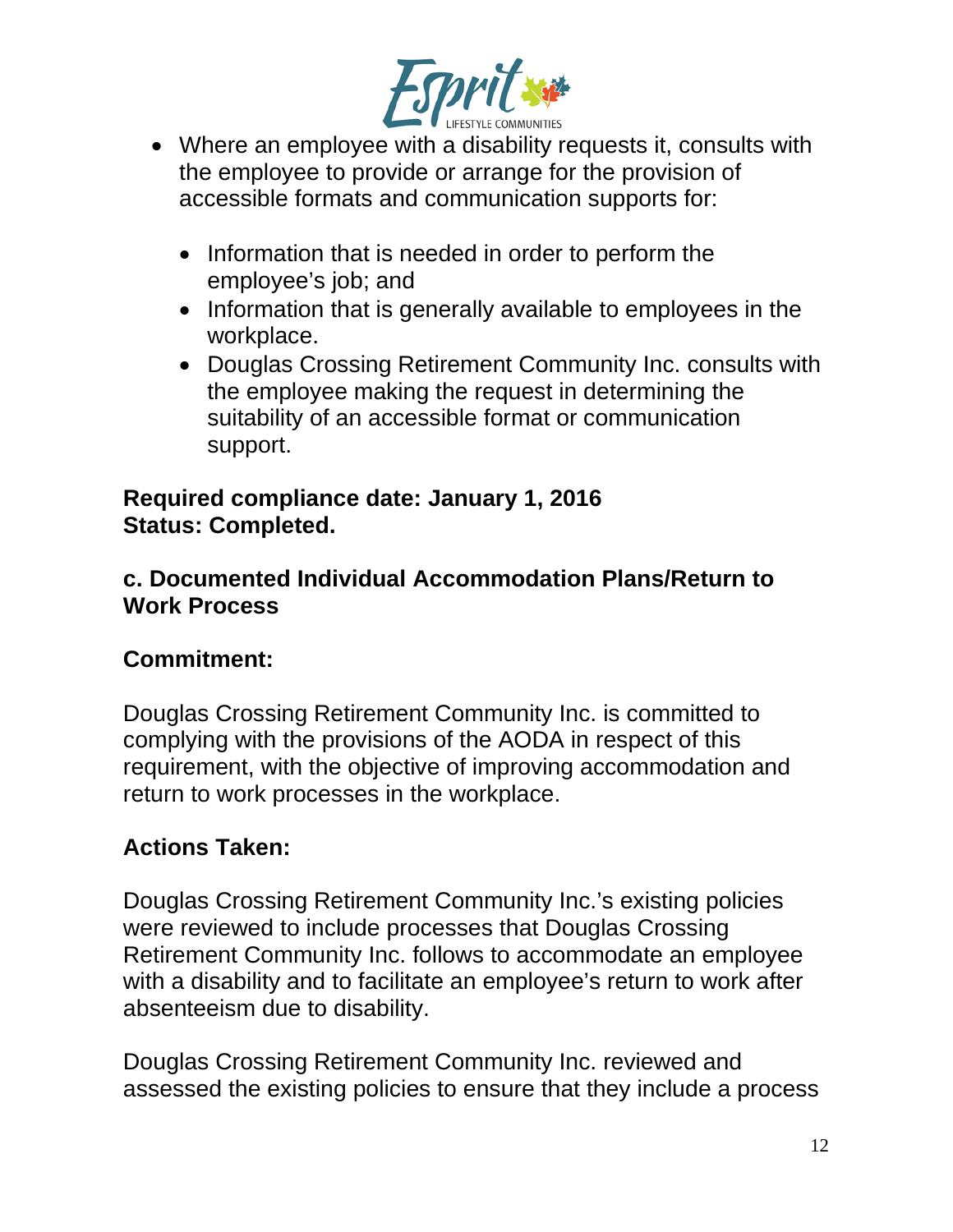- Where an employee with a disability requests it, consults with the employee to provide or arrange for the provision of accessible formats and communication supports for:

    - Information that is needed in order to perform the employee's job; and
    - Information that is generally available to employees in the workplace.
    - Douglas Crossing Retirement Community Inc. consults with the employee making the request in determining the suitability of an accessible format or communication support.

**Required compliance date: January 1, 2016**
**Status: Completed.**

### c. Documented Individual Accommodation Plans/Return to Work Process

**Commitment:**

Douglas Crossing Retirement Community Inc. is committed to complying with the provisions of the AODA in respect of this requirement, with the objective of improving accommodation and return to work processes in the workplace.

**Actions Taken:**

Douglas Crossing Retirement Community Inc.'s existing policies were reviewed to include processes that Douglas Crossing Retirement Community Inc. follows to accommodate an employee with a disability and to facilitate an employee's return to work after absenteeism due to disability.

Douglas Crossing Retirement Community Inc. reviewed and assessed the existing policies to ensure that they include a process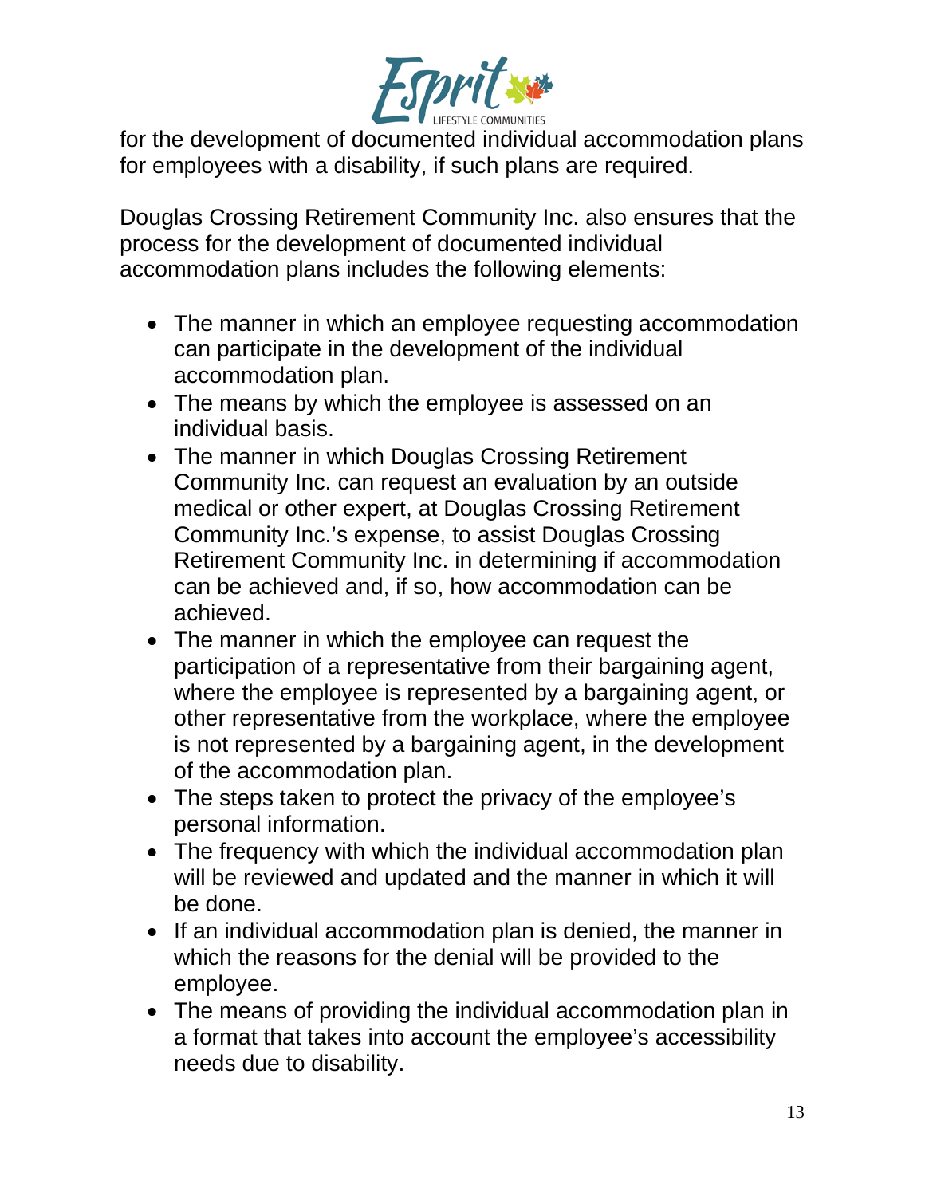for the development of documented individual accommodation plans for employees with a disability, if such plans are required.

Douglas Crossing Retirement Community Inc. also ensures that the process for the development of documented individual accommodation plans includes the following elements:

- The manner in which an employee requesting accommodation can participate in the development of the individual accommodation plan.
- The means by which the employee is assessed on an individual basis.
- The manner in which Douglas Crossing Retirement Community Inc. can request an evaluation by an outside medical or other expert, at Douglas Crossing Retirement Community Inc.'s expense, to assist Douglas Crossing Retirement Community Inc. in determining if accommodation can be achieved and, if so, how accommodation can be achieved.
- The manner in which the employee can request the participation of a representative from their bargaining agent, where the employee is represented by a bargaining agent, or other representative from the workplace, where the employee is not represented by a bargaining agent, in the development of the accommodation plan.
- The steps taken to protect the privacy of the employee's personal information.
- The frequency with which the individual accommodation plan will be reviewed and updated and the manner in which it will be done.
- If an individual accommodation plan is denied, the manner in which the reasons for the denial will be provided to the employee.
- The means of providing the individual accommodation plan in a format that takes into account the employee's accessibility needs due to disability.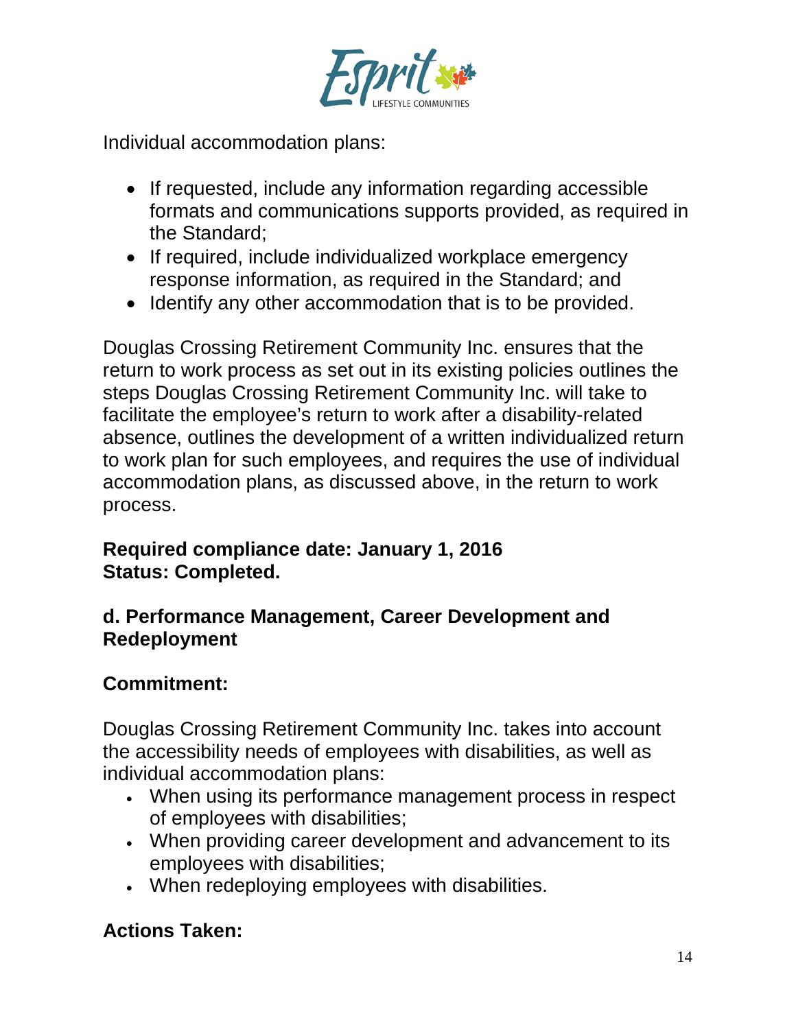Individual accommodation plans:

- If requested, include any information regarding accessible formats and communications supports provided, as required in the Standard;
- If required, include individualized workplace emergency response information, as required in the Standard; and
- Identify any other accommodation that is to be provided.

Douglas Crossing Retirement Community Inc. ensures that the return to work process as set out in its existing policies outlines the steps Douglas Crossing Retirement Community Inc. will take to facilitate the employee's return to work after a disability-related absence, outlines the development of a written individualized return to work plan for such employees, and requires the use of individual accommodation plans, as discussed above, in the return to work process.

**Required compliance date: January 1, 2016**
**Status: Completed.**

### d. Performance Management, Career Development and Redeployment

### Commitment:

Douglas Crossing Retirement Community Inc. takes into account the accessibility needs of employees with disabilities, as well as individual accommodation plans:

- When using its performance management process in respect of employees with disabilities;
- When providing career development and advancement to its employees with disabilities;
- When redeploying employees with disabilities.

### Actions Taken: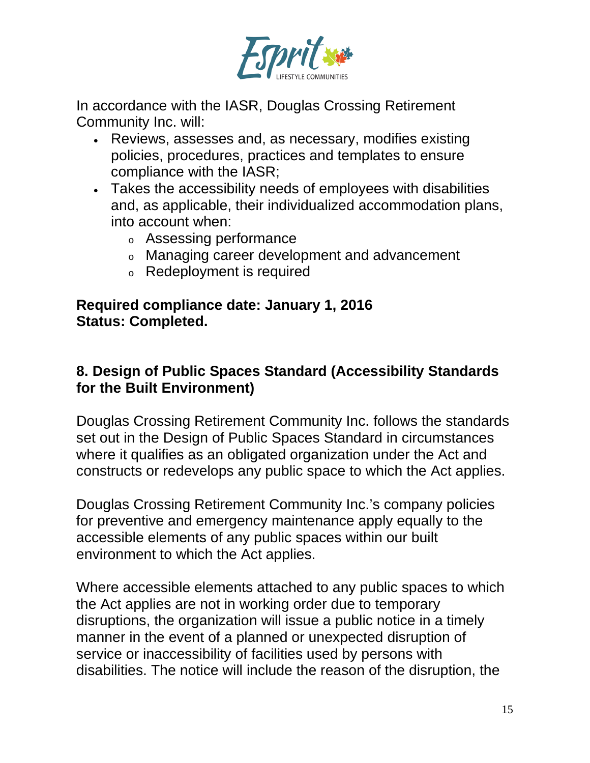In accordance with the IASR, Douglas Crossing Retirement Community Inc. will:

- Reviews, assesses and, as necessary, modifies existing policies, procedures, practices and templates to ensure compliance with the IASR;
- Takes the accessibility needs of employees with disabilities and, as applicable, their individualized accommodation plans, into account when:
  - Assessing performance
  - Managing career development and advancement
  - Redeployment is required

**Required compliance date: January 1, 2016**
**Status: Completed.**

## 8. Design of Public Spaces Standard (Accessibility Standards for the Built Environment)

Douglas Crossing Retirement Community Inc. follows the standards set out in the Design of Public Spaces Standard in circumstances where it qualifies as an obligated organization under the Act and constructs or redevelops any public space to which the Act applies.

Douglas Crossing Retirement Community Inc.'s company policies for preventive and emergency maintenance apply equally to the accessible elements of any public spaces within our built environment to which the Act applies.

Where accessible elements attached to any public spaces to which the Act applies are not in working order due to temporary disruptions, the organization will issue a public notice in a timely manner in the event of a planned or unexpected disruption of service or inaccessibility of facilities used by persons with disabilities. The notice will include the reason of the disruption, the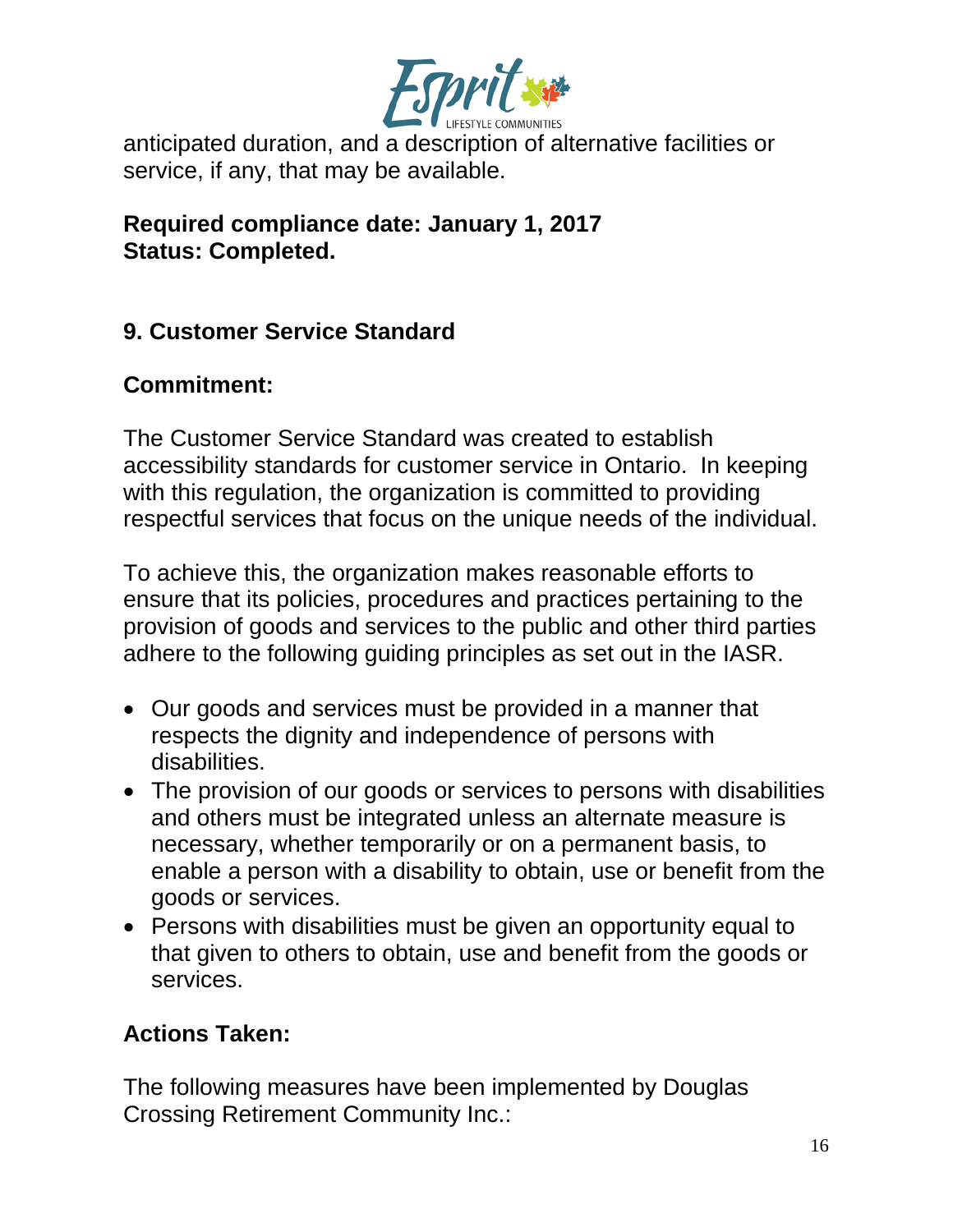anticipated duration, and a description of alternative facilities or service, if any, that may be available.

**Required compliance date: January 1, 2017**
**Status: Completed.**

## 9. Customer Service Standard

### Commitment:

The Customer Service Standard was created to establish accessibility standards for customer service in Ontario. In keeping with this regulation, the organization is committed to providing respectful services that focus on the unique needs of the individual.

To achieve this, the organization makes reasonable efforts to ensure that its policies, procedures and practices pertaining to the provision of goods and services to the public and other third parties adhere to the following guiding principles as set out in the IASR.

- Our goods and services must be provided in a manner that respects the dignity and independence of persons with disabilities.
- The provision of our goods or services to persons with disabilities and others must be integrated unless an alternate measure is necessary, whether temporarily or on a permanent basis, to enable a person with a disability to obtain, use or benefit from the goods or services.
- Persons with disabilities must be given an opportunity equal to that given to others to obtain, use and benefit from the goods or services.

### Actions Taken:

The following measures have been implemented by Douglas Crossing Retirement Community Inc.: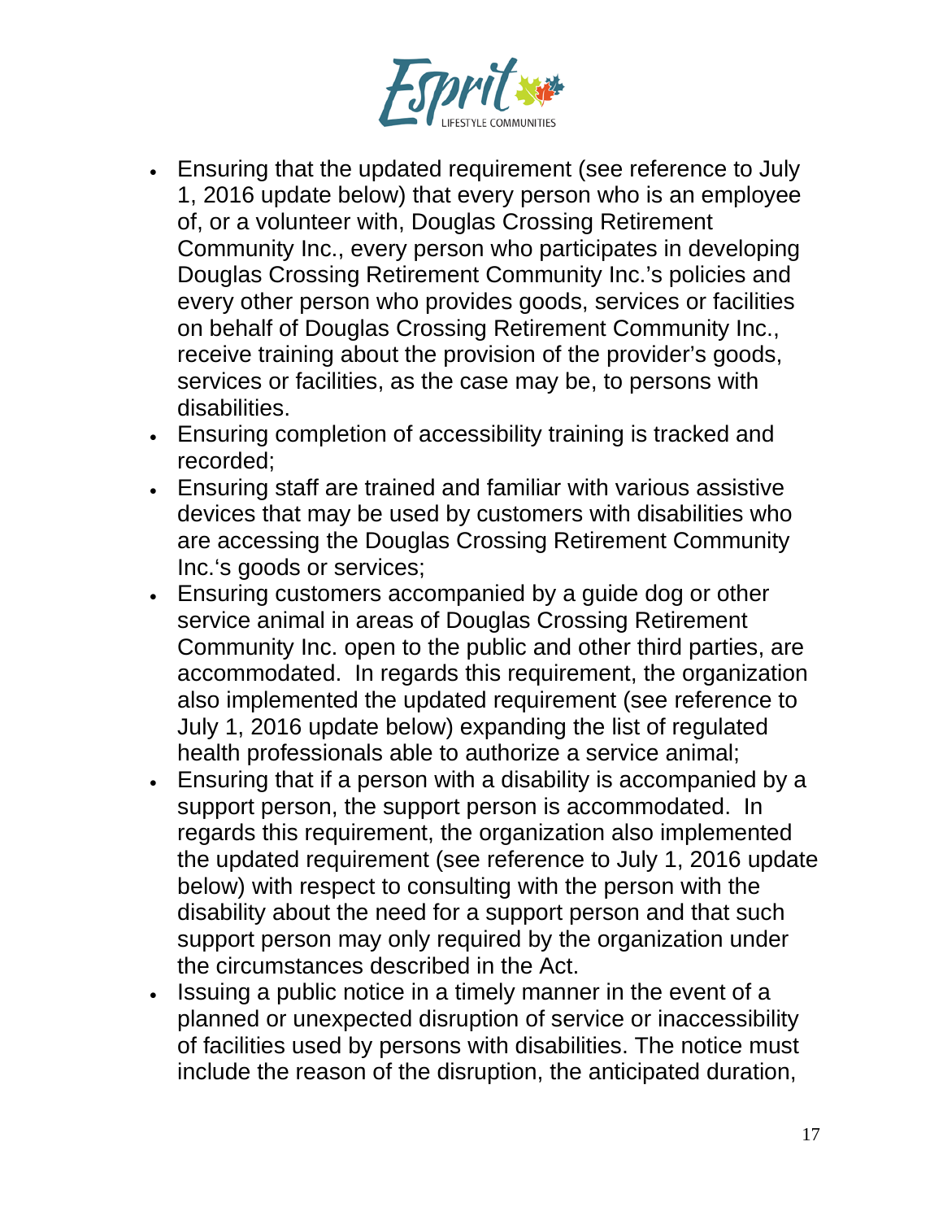- Ensuring that the updated requirement (see reference to July 1, 2016 update below) that every person who is an employee of, or a volunteer with, Douglas Crossing Retirement Community Inc., every person who participates in developing Douglas Crossing Retirement Community Inc.'s policies and every other person who provides goods, services or facilities on behalf of Douglas Crossing Retirement Community Inc., receive training about the provision of the provider's goods, services or facilities, as the case may be, to persons with disabilities.
- Ensuring completion of accessibility training is tracked and recorded;
- Ensuring staff are trained and familiar with various assistive devices that may be used by customers with disabilities who are accessing the Douglas Crossing Retirement Community Inc.'s goods or services;
- Ensuring customers accompanied by a guide dog or other service animal in areas of Douglas Crossing Retirement Community Inc. open to the public and other third parties, are accommodated. In regards this requirement, the organization also implemented the updated requirement (see reference to July 1, 2016 update below) expanding the list of regulated health professionals able to authorize a service animal;
- Ensuring that if a person with a disability is accompanied by a support person, the support person is accommodated. In regards this requirement, the organization also implemented the updated requirement (see reference to July 1, 2016 update below) with respect to consulting with the person with the disability about the need for a support person and that such support person may only required by the organization under the circumstances described in the Act.
- Issuing a public notice in a timely manner in the event of a planned or unexpected disruption of service or inaccessibility of facilities used by persons with disabilities. The notice must include the reason of the disruption, the anticipated duration,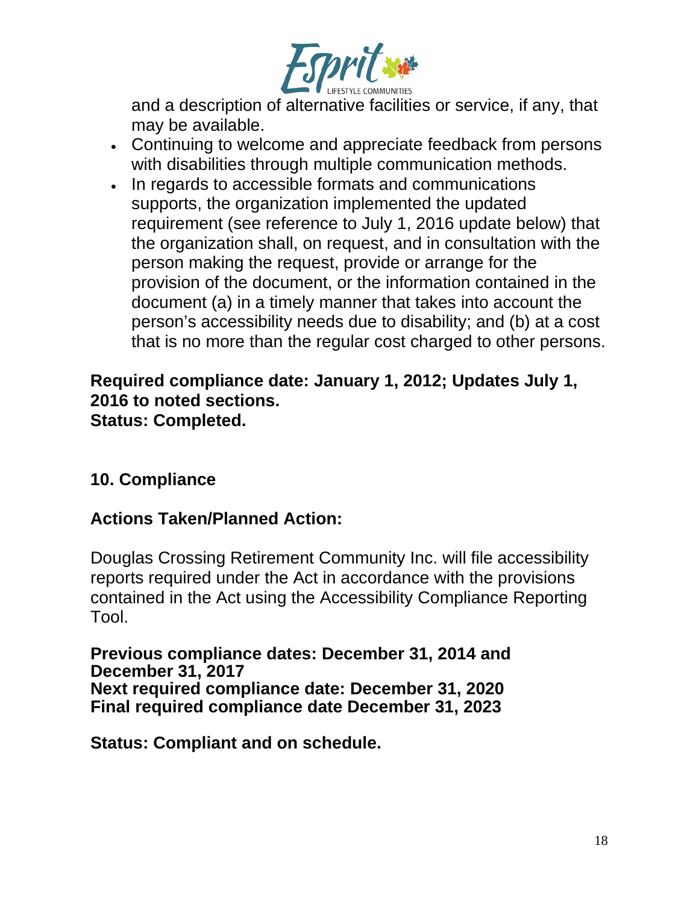and a description of alternative facilities or service, if any, that may be available.

- Continuing to welcome and appreciate feedback from persons with disabilities through multiple communication methods.
- In regards to accessible formats and communications supports, the organization implemented the updated requirement (see reference to July 1, 2016 update below) that the organization shall, on request, and in consultation with the person making the request, provide or arrange for the provision of the document, or the information contained in the document (a) in a timely manner that takes into account the person's accessibility needs due to disability; and (b) at a cost that is no more than the regular cost charged to other persons.

**Required compliance date: January 1, 2012; Updates July 1, 2016 to noted sections.**
**Status: Completed.**

## 10. Compliance

**Actions Taken/Planned Action:**

Douglas Crossing Retirement Community Inc. will file accessibility reports required under the Act in accordance with the provisions contained in the Act using the Accessibility Compliance Reporting Tool.

**Previous compliance dates: December 31, 2014 and December 31, 2017**
**Next required compliance date: December 31, 2020**
**Final required compliance date December 31, 2023**

**Status: Compliant and on schedule.**